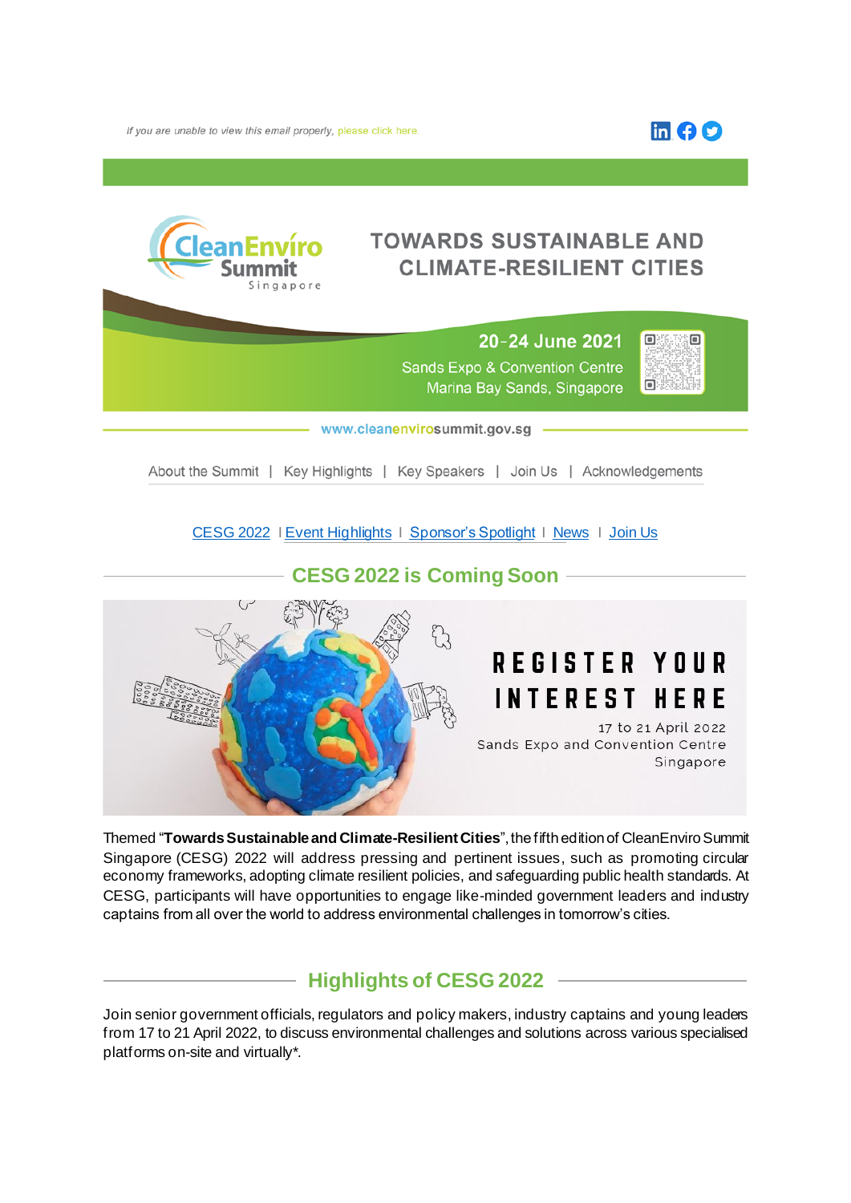If you are unable to view this email properly, please click here.

# TOWARDS SUSTAINABLE AND CLIMATE-RESILIENT CITIES

CleanEnviro Summit Singapore

**20-24 June 2021**

Sands Expo & Convention Centre
Marina Bay Sands, Singapore

www.cleanenvirosummit.gov.sg

About the Summit | Key Highlights | Key Speakers | Join Us | Acknowledgements

CESG 2022 | Event Highlights | Sponsor's Spotlight | News | Join Us

## CESG 2022 is Coming Soon

REGISTER YOUR INTEREST HERE

17 to 21 April 2022
Sands Expo and Convention Centre
Singapore

Themed "**Towards Sustainable and Climate-Resilient Cities**", the fifth edition of CleanEnviro Summit Singapore (CESG) 2022 will address pressing and pertinent issues, such as promoting circular economy frameworks, adopting climate resilient policies, and safeguarding public health standards. At CESG, participants will have opportunities to engage like-minded government leaders and industry captains from all over the world to address environmental challenges in tomorrow's cities.

## Highlights of CESG 2022

Join senior government officials, regulators and policy makers, industry captains and young leaders from 17 to 21 April 2022, to discuss environmental challenges and solutions across various specialised platforms on-site and virtually*.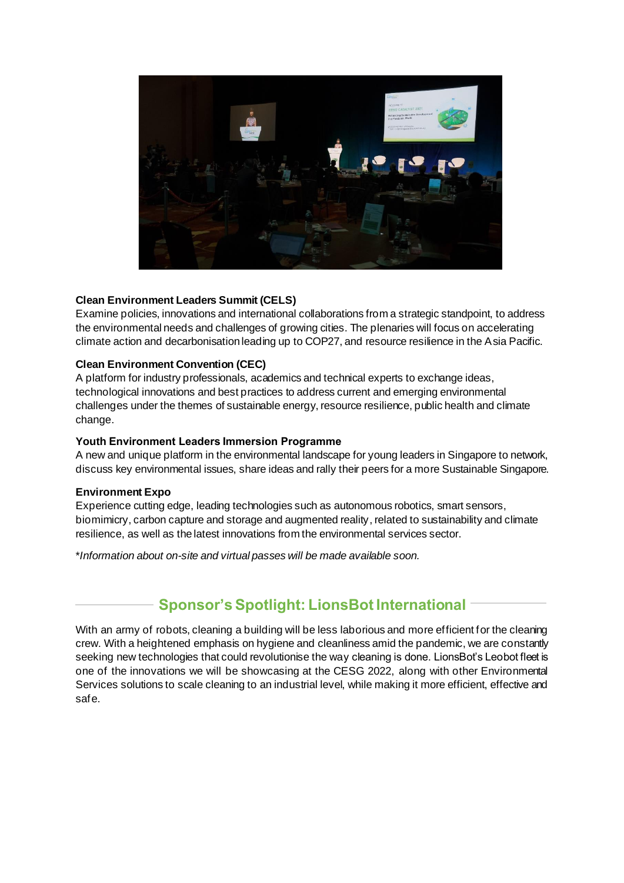**Clean Environment Leaders Summit (CELS)**
Examine policies, innovations and international collaborations from a strategic standpoint, to address the environmental needs and challenges of growing cities. The plenaries will focus on accelerating climate action and decarbonisation leading up to COP27, and resource resilience in the Asia Pacific.

**Clean Environment Convention (CEC)**
A platform for industry professionals, academics and technical experts to exchange ideas, technological innovations and best practices to address current and emerging environmental challenges under the themes of sustainable energy, resource resilience, public health and climate change.

**Youth Environment Leaders Immersion Programme**
A new and unique platform in the environmental landscape for young leaders in Singapore to network, discuss key environmental issues, share ideas and rally their peers for a more Sustainable Singapore.

**Environment Expo**
Experience cutting edge, leading technologies such as autonomous robotics, smart sensors, biomimicry, carbon capture and storage and augmented reality, related to sustainability and climate resilience, as well as the latest innovations from the environmental services sector.

**Information about on-site and virtual passes will be made available soon.*

## Sponsor's Spotlight: LionsBot International

With an army of robots, cleaning a building will be less laborious and more efficient for the cleaning crew. With a heightened emphasis on hygiene and cleanliness amid the pandemic, we are constantly seeking new technologies that could revolutionise the way cleaning is done. LionsBot's Leobot fleet is one of the innovations we will be showcasing at the CESG 2022, along with other Environmental Services solutions to scale cleaning to an industrial level, while making it more efficient, effective and safe.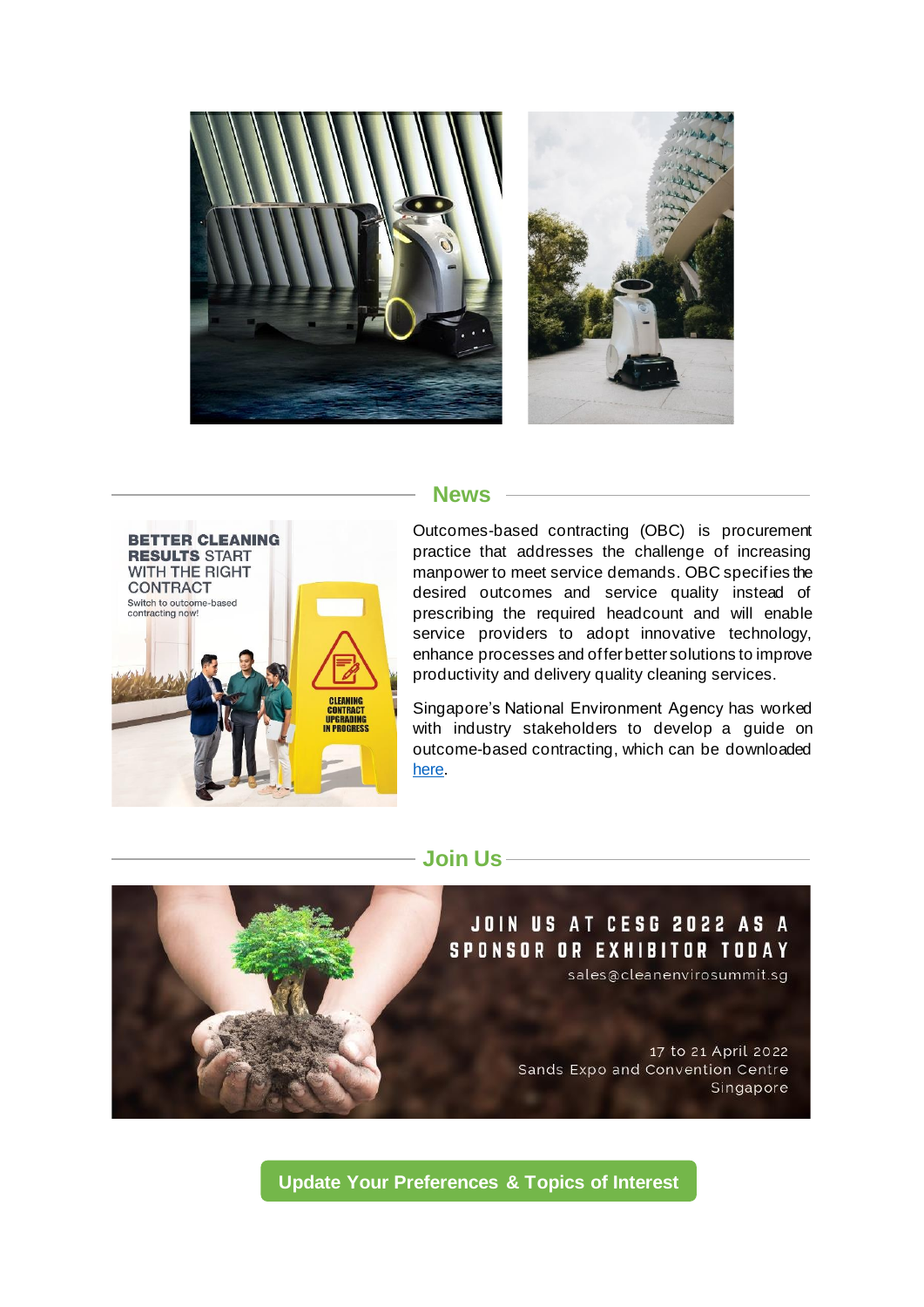## News

Outcomes-based contracting (OBC) is procurement practice that addresses the challenge of increasing manpower to meet service demands. OBC specifies the desired outcomes and service quality instead of prescribing the required headcount and will enable service providers to adopt innovative technology, enhance processes and offer better solutions to improve productivity and delivery quality cleaning services.

Singapore's National Environment Agency has worked with industry stakeholders to develop a guide on outcome-based contracting, which can be downloaded here.

## Join Us

JOIN US AT CESG 2022 AS A SPONSOR OR EXHIBITOR TODAY

sales@cleanenvirosummit.sg

17 to 21 April 2022
Sands Expo and Convention Centre
Singapore

**Update Your Preferences & Topics of Interest**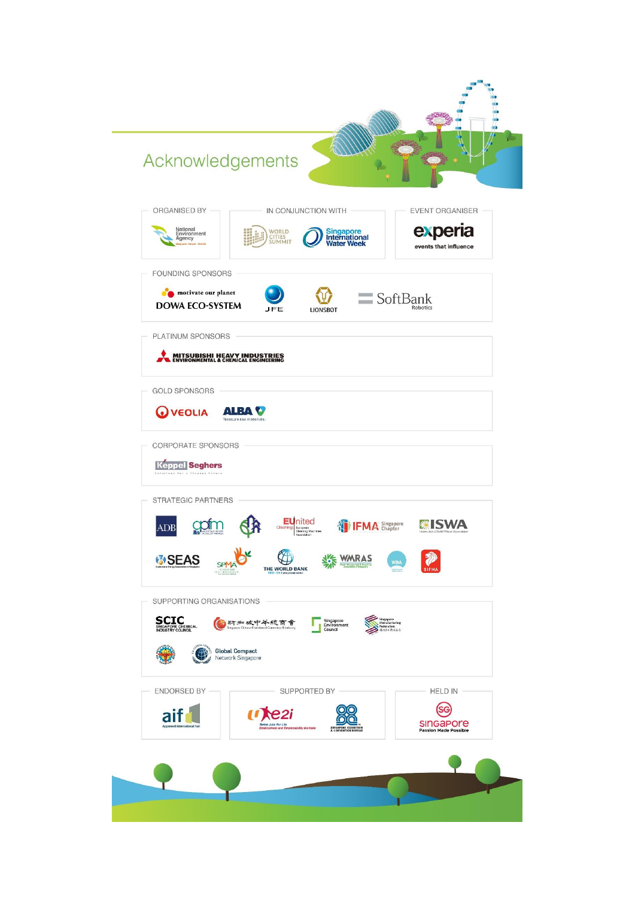# Acknowledgements

## ORGANISED BY

National Environment Agency

## IN CONJUNCTION WITH

World Cities Summit

Singapore International Water Week

## EVENT ORGANISER

experia

events that influence

## FOUNDING SPONSORS

motivate our planet DOWA ECO-SYSTEM

JFE

LIONSBOT

SoftBank Robotics

## PLATINUM SPONSORS

MITSUBISHI HEAVY INDUSTRIES ENVIRONMENTAL & CHEMICAL ENGINEERING

## GOLD SPONSORS

VEOLIA

ALBA

Treasure raw materials.

## CORPORATE SPONSORS

Keppel Seghers

Solutions for a Cleaner Future

## STRATEGIC PARTNERS

ADB

gpfm

EUnited Cleaning

IFMA Singapore Chapter

ISWA

International Solid Waste Association

SEAS

SPMA

THE WORLD BANK

WMRAS

WBA

SIFMA

## SUPPORTING ORGANISATIONS

SCIC SINGAPORE CHEMICAL INDUSTRY COUNCIL

新加坡中华总商会 Singapore Chinese Chamber of Commerce & Industry

Singapore Environment Council

Singapore Manufacturing Federation

Global Compact Network Singapore

## ENDORSED BY

aif

Approved International Fair

## SUPPORTED BY

e2i

Better Jobs For Life

Employment and Employability Institute

SINGAPORE EXHIBITION & CONVENTION BUREAU

## HELD IN

SINGAPORE

Passion Made Possible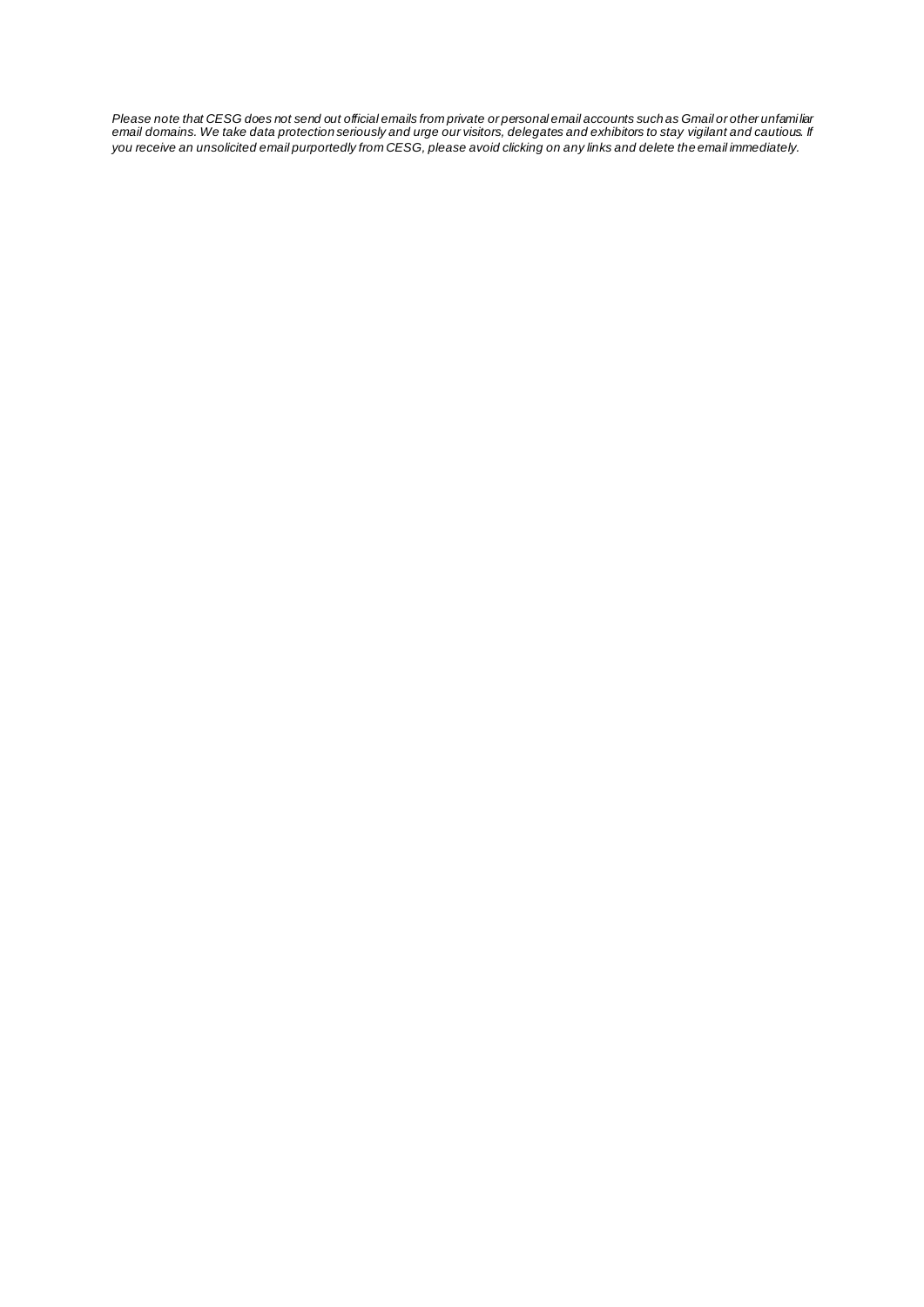*Please note that CESG does not send out official emails from private or personal email accounts such as Gmail or other unfamiliar email domains. We take data protection seriously and urge our visitors, delegates and exhibitors to stay vigilant and cautious. If you receive an unsolicited email purportedly from CESG, please avoid clicking on any links and delete the email immediately.*